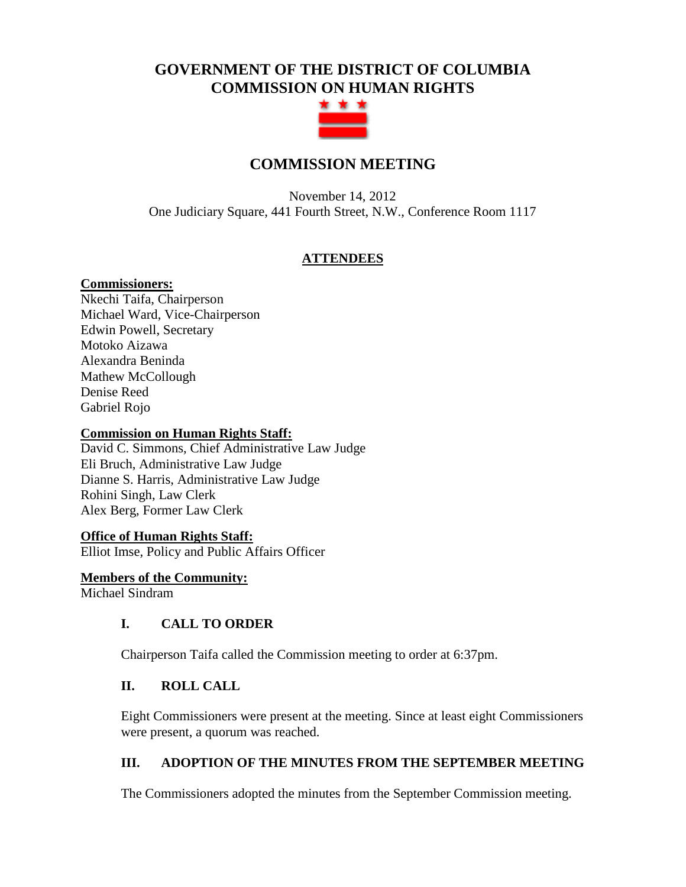# GOVERNMENT OF THE DISTRICT OF COLUMBIA
# COMMISSION ON HUMAN RIGHTS

## COMMISSION MEETING

November 14, 2012
One Judiciary Square, 441 Fourth Street, N.W., Conference Room 1117

### ATTENDEES

**Commissioners:**
Nkechi Taifa, Chairperson
Michael Ward, Vice-Chairperson
Edwin Powell, Secretary
Motoko Aizawa
Alexandra Beninda
Mathew McCollough
Denise Reed
Gabriel Rojo

**Commission on Human Rights Staff:**
David C. Simmons, Chief Administrative Law Judge
Eli Bruch, Administrative Law Judge
Dianne S. Harris, Administrative Law Judge
Rohini Singh, Law Clerk
Alex Berg, Former Law Clerk

**Office of Human Rights Staff:**
Elliot Imse, Policy and Public Affairs Officer

**Members of the Community:**
Michael Sindram

### I. CALL TO ORDER

Chairperson Taifa called the Commission meeting to order at 6:37pm.

### II. ROLL CALL

Eight Commissioners were present at the meeting. Since at least eight Commissioners were present, a quorum was reached.

### III. ADOPTION OF THE MINUTES FROM THE SEPTEMBER MEETING

The Commissioners adopted the minutes from the September Commission meeting.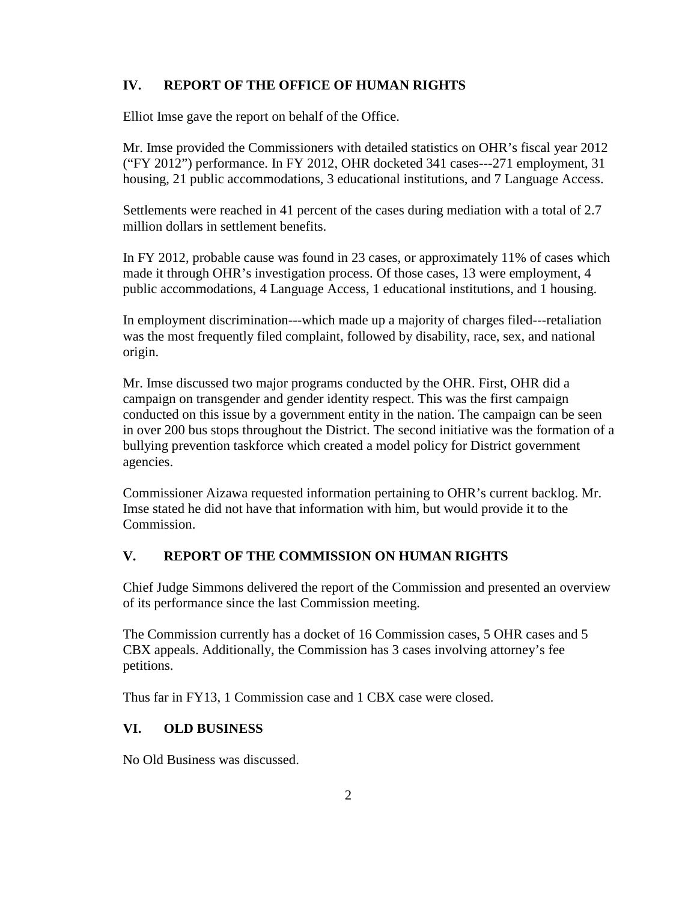## IV. REPORT OF THE OFFICE OF HUMAN RIGHTS

Elliot Imse gave the report on behalf of the Office.

Mr. Imse provided the Commissioners with detailed statistics on OHR's fiscal year 2012 ("FY 2012") performance. In FY 2012, OHR docketed 341 cases---271 employment, 31 housing, 21 public accommodations, 3 educational institutions, and 7 Language Access.

Settlements were reached in 41 percent of the cases during mediation with a total of 2.7 million dollars in settlement benefits.

In FY 2012, probable cause was found in 23 cases, or approximately 11% of cases which made it through OHR's investigation process. Of those cases, 13 were employment, 4 public accommodations, 4 Language Access, 1 educational institutions, and 1 housing.

In employment discrimination---which made up a majority of charges filed---retaliation was the most frequently filed complaint, followed by disability, race, sex, and national origin.

Mr. Imse discussed two major programs conducted by the OHR. First, OHR did a campaign on transgender and gender identity respect. This was the first campaign conducted on this issue by a government entity in the nation. The campaign can be seen in over 200 bus stops throughout the District. The second initiative was the formation of a bullying prevention taskforce which created a model policy for District government agencies.

Commissioner Aizawa requested information pertaining to OHR's current backlog. Mr. Imse stated he did not have that information with him, but would provide it to the Commission.

## V. REPORT OF THE COMMISSION ON HUMAN RIGHTS

Chief Judge Simmons delivered the report of the Commission and presented an overview of its performance since the last Commission meeting.

The Commission currently has a docket of 16 Commission cases, 5 OHR cases and 5 CBX appeals. Additionally, the Commission has 3 cases involving attorney's fee petitions.

Thus far in FY13, 1 Commission case and 1 CBX case were closed.

## VI. OLD BUSINESS

No Old Business was discussed.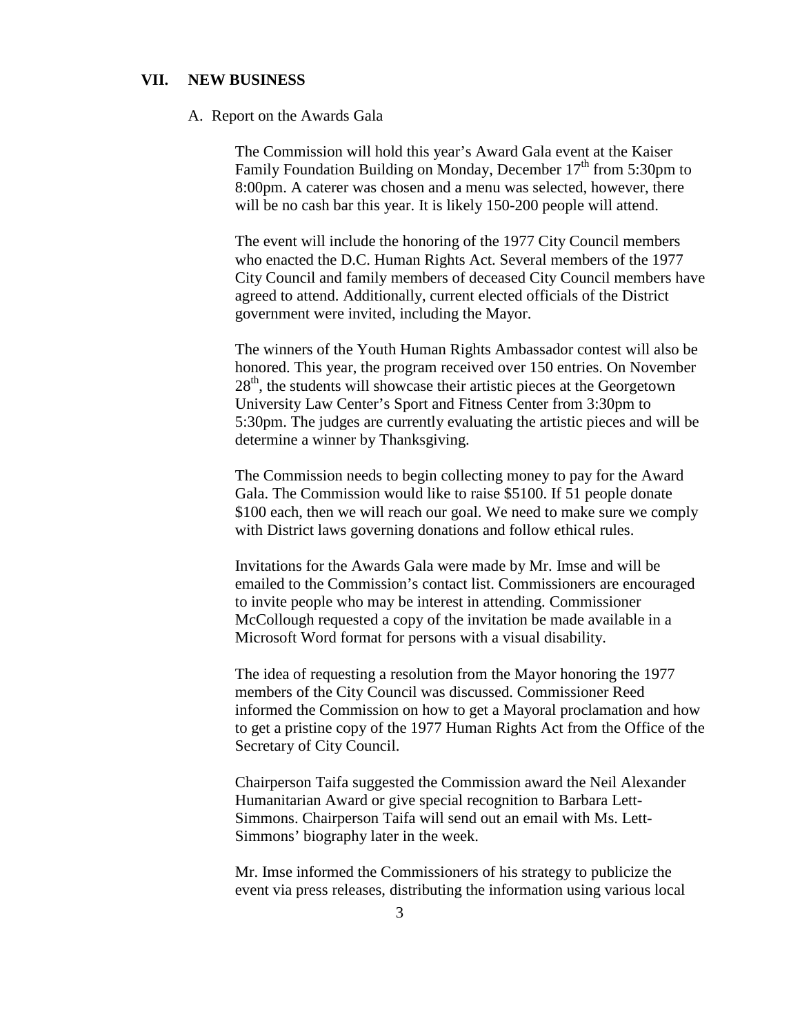## VII. NEW BUSINESS

A. Report on the Awards Gala

The Commission will hold this year's Award Gala event at the Kaiser Family Foundation Building on Monday, December 17th from 5:30pm to 8:00pm. A caterer was chosen and a menu was selected, however, there will be no cash bar this year. It is likely 150-200 people will attend.

The event will include the honoring of the 1977 City Council members who enacted the D.C. Human Rights Act. Several members of the 1977 City Council and family members of deceased City Council members have agreed to attend. Additionally, current elected officials of the District government were invited, including the Mayor.

The winners of the Youth Human Rights Ambassador contest will also be honored. This year, the program received over 150 entries. On November 28th, the students will showcase their artistic pieces at the Georgetown University Law Center's Sport and Fitness Center from 3:30pm to 5:30pm. The judges are currently evaluating the artistic pieces and will be determine a winner by Thanksgiving.

The Commission needs to begin collecting money to pay for the Award Gala. The Commission would like to raise $5100. If 51 people donate $100 each, then we will reach our goal. We need to make sure we comply with District laws governing donations and follow ethical rules.

Invitations for the Awards Gala were made by Mr. Imse and will be emailed to the Commission's contact list. Commissioners are encouraged to invite people who may be interest in attending. Commissioner McCollough requested a copy of the invitation be made available in a Microsoft Word format for persons with a visual disability.

The idea of requesting a resolution from the Mayor honoring the 1977 members of the City Council was discussed. Commissioner Reed informed the Commission on how to get a Mayoral proclamation and how to get a pristine copy of the 1977 Human Rights Act from the Office of the Secretary of City Council.

Chairperson Taifa suggested the Commission award the Neil Alexander Humanitarian Award or give special recognition to Barbara Lett-Simmons. Chairperson Taifa will send out an email with Ms. Lett-Simmons' biography later in the week.

Mr. Imse informed the Commissioners of his strategy to publicize the event via press releases, distributing the information using various local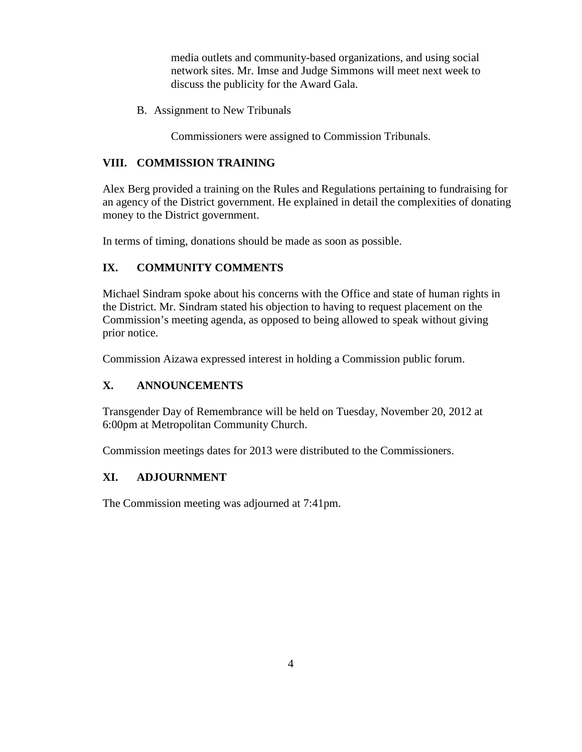media outlets and community-based organizations, and using social network sites. Mr. Imse and Judge Simmons will meet next week to discuss the publicity for the Award Gala.

B. Assignment to New Tribunals

Commissioners were assigned to Commission Tribunals.

## VIII. COMMISSION TRAINING

Alex Berg provided a training on the Rules and Regulations pertaining to fundraising for an agency of the District government. He explained in detail the complexities of donating money to the District government.

In terms of timing, donations should be made as soon as possible.

## IX. COMMUNITY COMMENTS

Michael Sindram spoke about his concerns with the Office and state of human rights in the District. Mr. Sindram stated his objection to having to request placement on the Commission's meeting agenda, as opposed to being allowed to speak without giving prior notice.

Commission Aizawa expressed interest in holding a Commission public forum.

## X. ANNOUNCEMENTS

Transgender Day of Remembrance will be held on Tuesday, November 20, 2012 at 6:00pm at Metropolitan Community Church.

Commission meetings dates for 2013 were distributed to the Commissioners.

## XI. ADJOURNMENT

The Commission meeting was adjourned at 7:41pm.